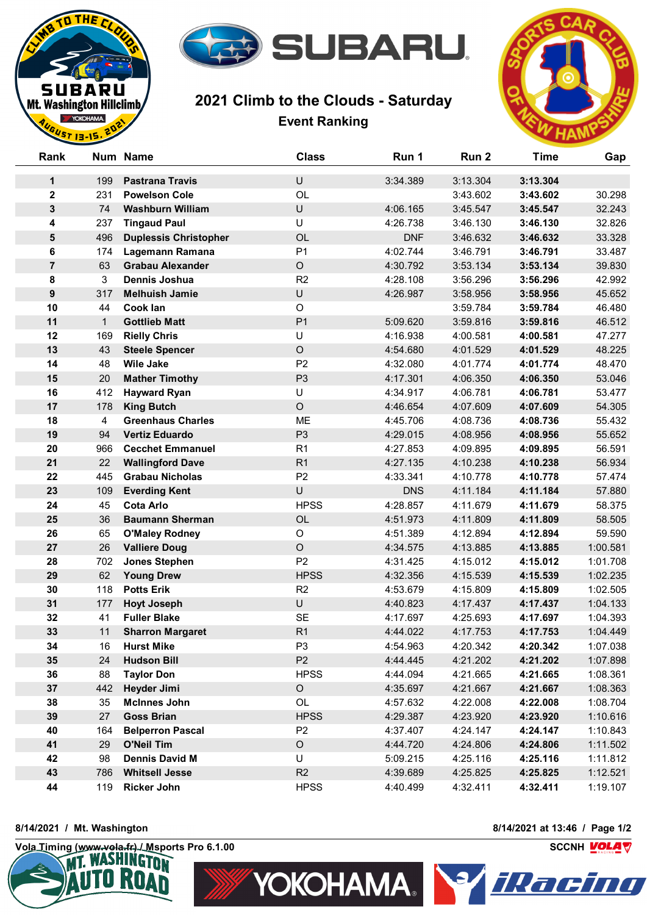# 2021 Climb to the Clouds - Saturday

## Event Ranking

| Rank | Num | Name | Class | Run 1 | Run 2 | Time | Gap |
|---|---|---|---|---|---|---|---|
| 1 | 199 | Pastrana Travis | U | 3:34.389 | 3:13.304 | 3:13.304 | |
| 2 | 231 | Powelson Cole | OL | | 3:43.602 | 3:43.602 | 30.298 |
| 3 | 74 | Washburn William | U | 4:06.165 | 3:45.547 | 3:45.547 | 32.243 |
| 4 | 237 | Tingaud Paul | U | 4:26.738 | 3:46.130 | 3:46.130 | 32.826 |
| 5 | 496 | Duplessis Christopher | OL | DNF | 3:46.632 | 3:46.632 | 33.328 |
| 6 | 174 | Lagemann Ramana | P1 | 4:02.744 | 3:46.791 | 3:46.791 | 33.487 |
| 7 | 63 | Grabau Alexander | O | 4:30.792 | 3:53.134 | 3:53.134 | 39.830 |
| 8 | 3 | Dennis Joshua | R2 | 4:28.108 | 3:56.296 | 3:56.296 | 42.992 |
| 9 | 317 | Melhuish Jamie | U | 4:26.987 | 3:58.956 | 3:58.956 | 45.652 |
| 10 | 44 | Cook Ian | O | | 3:59.784 | 3:59.784 | 46.480 |
| 11 | 1 | Gottlieb Matt | P1 | 5:09.620 | 3:59.816 | 3:59.816 | 46.512 |
| 12 | 169 | Rielly Chris | U | 4:16.938 | 4:00.581 | 4:00.581 | 47.277 |
| 13 | 43 | Steele Spencer | O | 4:54.680 | 4:01.529 | 4:01.529 | 48.225 |
| 14 | 48 | Wile Jake | P2 | 4:32.080 | 4:01.774 | 4:01.774 | 48.470 |
| 15 | 20 | Mather Timothy | P3 | 4:17.301 | 4:06.350 | 4:06.350 | 53.046 |
| 16 | 412 | Hayward Ryan | U | 4:34.917 | 4:06.781 | 4:06.781 | 53.477 |
| 17 | 178 | King Butch | O | 4:46.654 | 4:07.609 | 4:07.609 | 54.305 |
| 18 | 4 | Greenhaus Charles | ME | 4:45.706 | 4:08.736 | 4:08.736 | 55.432 |
| 19 | 94 | Vertiz Eduardo | P3 | 4:29.015 | 4:08.956 | 4:08.956 | 55.652 |
| 20 | 966 | Cecchet Emmanuel | R1 | 4:27.853 | 4:09.895 | 4:09.895 | 56.591 |
| 21 | 22 | Wallingford Dave | R1 | 4:27.135 | 4:10.238 | 4:10.238 | 56.934 |
| 22 | 445 | Grabau Nicholas | P2 | 4:33.341 | 4:10.778 | 4:10.778 | 57.474 |
| 23 | 109 | Everding Kent | U | DNS | 4:11.184 | 4:11.184 | 57.880 |
| 24 | 45 | Cota Arlo | HPSS | 4:28.857 | 4:11.679 | 4:11.679 | 58.375 |
| 25 | 36 | Baumann Sherman | OL | 4:51.973 | 4:11.809 | 4:11.809 | 58.505 |
| 26 | 65 | O'Maley Rodney | O | 4:51.389 | 4:12.894 | 4:12.894 | 59.590 |
| 27 | 26 | Valliere Doug | O | 4:34.575 | 4:13.885 | 4:13.885 | 1:00.581 |
| 28 | 702 | Jones Stephen | P2 | 4:31.425 | 4:15.012 | 4:15.012 | 1:01.708 |
| 29 | 62 | Young Drew | HPSS | 4:32.356 | 4:15.539 | 4:15.539 | 1:02.235 |
| 30 | 118 | Potts Erik | R2 | 4:53.679 | 4:15.809 | 4:15.809 | 1:02.505 |
| 31 | 177 | Hoyt Joseph | U | 4:40.823 | 4:17.437 | 4:17.437 | 1:04.133 |
| 32 | 41 | Fuller Blake | SE | 4:17.697 | 4:25.693 | 4:17.697 | 1:04.393 |
| 33 | 11 | Sharron Margaret | R1 | 4:44.022 | 4:17.753 | 4:17.753 | 1:04.449 |
| 34 | 16 | Hurst Mike | P3 | 4:54.963 | 4:20.342 | 4:20.342 | 1:07.038 |
| 35 | 24 | Hudson Bill | P2 | 4:44.445 | 4:21.202 | 4:21.202 | 1:07.898 |
| 36 | 88 | Taylor Don | HPSS | 4:44.094 | 4:21.665 | 4:21.665 | 1:08.361 |
| 37 | 442 | Heyder Jimi | O | 4:35.697 | 4:21.667 | 4:21.667 | 1:08.363 |
| 38 | 35 | McInnes John | OL | 4:57.632 | 4:22.008 | 4:22.008 | 1:08.704 |
| 39 | 27 | Goss Brian | HPSS | 4:29.387 | 4:23.920 | 4:23.920 | 1:10.616 |
| 40 | 164 | Belperron Pascal | P2 | 4:37.407 | 4:24.147 | 4:24.147 | 1:10.843 |
| 41 | 29 | O'Neil Tim | O | 4:44.720 | 4:24.806 | 4:24.806 | 1:11.502 |
| 42 | 98 | Dennis David M | U | 5:09.215 | 4:25.116 | 4:25.116 | 1:11.812 |
| 43 | 786 | Whitsell Jesse | R2 | 4:39.689 | 4:25.825 | 4:25.825 | 1:12.521 |
| 44 | 119 | Ricker John | HPSS | 4:40.499 | 4:32.411 | 4:32.411 | 1:19.107 |

8/14/2021 / Mt. Washington

8/14/2021 at 13:46

Vola Timing (www.vola.fr) / Msports Pro 6.1.00

SCCNH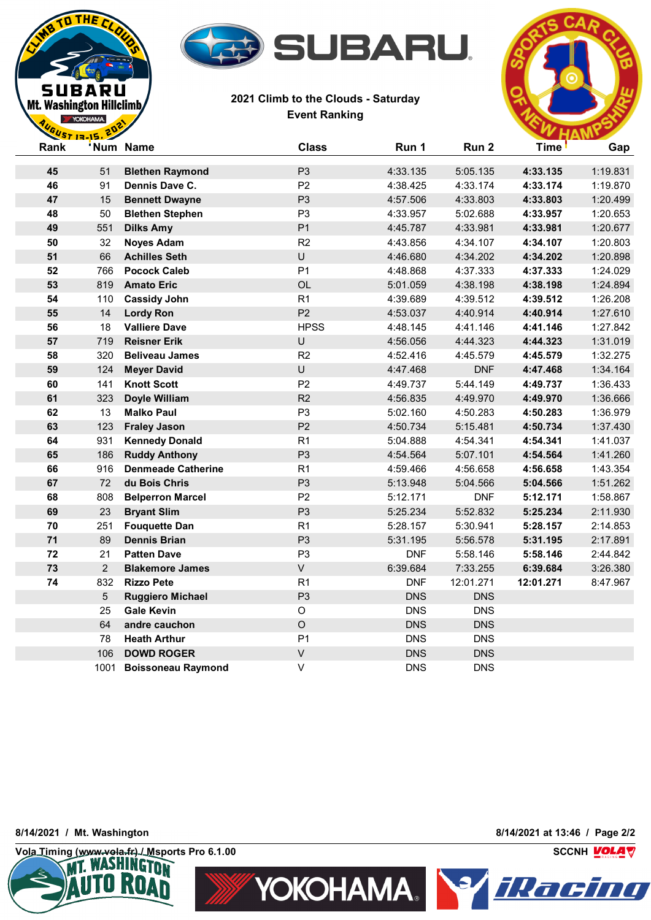## 2021 Climb to the Clouds - Saturday

### Event Ranking

| Rank | Num | Name | Class | Run 1 | Run 2 | Time | Gap |
|---|---|---|---|---|---|---|---|
| 45 | 51 | Blethen Raymond | P3 | 4:33.135 | 5:05.135 | **4:33.135** | 1:19.831 |
| 46 | 91 | Dennis Dave C. | P2 | 4:38.425 | 4:33.174 | **4:33.174** | 1:19.870 |
| 47 | 15 | Bennett Dwayne | P3 | 4:57.506 | 4:33.803 | **4:33.803** | 1:20.499 |
| 48 | 50 | Blethen Stephen | P3 | 4:33.957 | 5:02.688 | **4:33.957** | 1:20.653 |
| 49 | 551 | Dilks Amy | P1 | 4:45.787 | 4:33.981 | **4:33.981** | 1:20.677 |
| 50 | 32 | Noyes Adam | R2 | 4:43.856 | 4:34.107 | **4:34.107** | 1:20.803 |
| 51 | 66 | Achilles Seth | U | 4:46.680 | 4:34.202 | **4:34.202** | 1:20.898 |
| 52 | 766 | Pocock Caleb | P1 | 4:48.868 | 4:37.333 | **4:37.333** | 1:24.029 |
| 53 | 819 | Amato Eric | OL | 5:01.059 | 4:38.198 | **4:38.198** | 1:24.894 |
| 54 | 110 | Cassidy John | R1 | 4:39.689 | 4:39.512 | **4:39.512** | 1:26.208 |
| 55 | 14 | Lordy Ron | P2 | 4:53.037 | 4:40.914 | **4:40.914** | 1:27.610 |
| 56 | 18 | Valliere Dave | HPSS | 4:48.145 | 4:41.146 | **4:41.146** | 1:27.842 |
| 57 | 719 | Reisner Erik | U | 4:56.056 | 4:44.323 | **4:44.323** | 1:31.019 |
| 58 | 320 | Beliveau James | R2 | 4:52.416 | 4:45.579 | **4:45.579** | 1:32.275 |
| 59 | 124 | Meyer David | U | 4:47.468 | DNF | **4:47.468** | 1:34.164 |
| 60 | 141 | Knott Scott | P2 | 4:49.737 | 5:44.149 | **4:49.737** | 1:36.433 |
| 61 | 323 | Doyle William | R2 | 4:56.835 | 4:49.970 | **4:49.970** | 1:36.666 |
| 62 | 13 | Malko Paul | P3 | 5:02.160 | 4:50.283 | **4:50.283** | 1:36.979 |
| 63 | 123 | Fraley Jason | P2 | 4:50.734 | 5:15.481 | **4:50.734** | 1:37.430 |
| 64 | 931 | Kennedy Donald | R1 | 5:04.888 | 4:54.341 | **4:54.341** | 1:41.037 |
| 65 | 186 | Ruddy Anthony | P3 | 4:54.564 | 5:07.101 | **4:54.564** | 1:41.260 |
| 66 | 916 | Denmeade Catherine | R1 | 4:59.466 | 4:56.658 | **4:56.658** | 1:43.354 |
| 67 | 72 | du Bois Chris | P3 | 5:13.948 | 5:04.566 | **5:04.566** | 1:51.262 |
| 68 | 808 | Belperron Marcel | P2 | 5:12.171 | DNF | **5:12.171** | 1:58.867 |
| 69 | 23 | Bryant Slim | P3 | 5:25.234 | 5:52.832 | **5:25.234** | 2:11.930 |
| 70 | 251 | Fouquette Dan | R1 | 5:28.157 | 5:30.941 | **5:28.157** | 2:14.853 |
| 71 | 89 | Dennis Brian | P3 | 5:31.195 | 5:56.578 | **5:31.195** | 2:17.891 |
| 72 | 21 | Patten Dave | P3 | DNF | 5:58.146 | **5:58.146** | 2:44.842 |
| 73 | 2 | Blakemore James | V | 6:39.684 | 7:33.255 | **6:39.684** | 3:26.380 |
| 74 | 832 | Rizzo Pete | R1 | DNF | 12:01.271 | **12:01.271** | 8:47.967 |
| | 5 | Ruggiero Michael | P3 | DNS | DNS | | |
| | 25 | Gale Kevin | O | DNS | DNS | | |
| | 64 | andre cauchon | O | DNS | DNS | | |
| | 78 | Heath Arthur | P1 | DNS | DNS | | |
| | 106 | DOWD ROGER | V | DNS | DNS | | |
| | 1001 | Boissoneau Raymond | V | DNS | DNS | | |

8/14/2021 / Mt. Washington — 8/14/2021 at 13:46

Vola Timing (www.vola.fr) / Msports Pro 6.1.00 — SCCNH